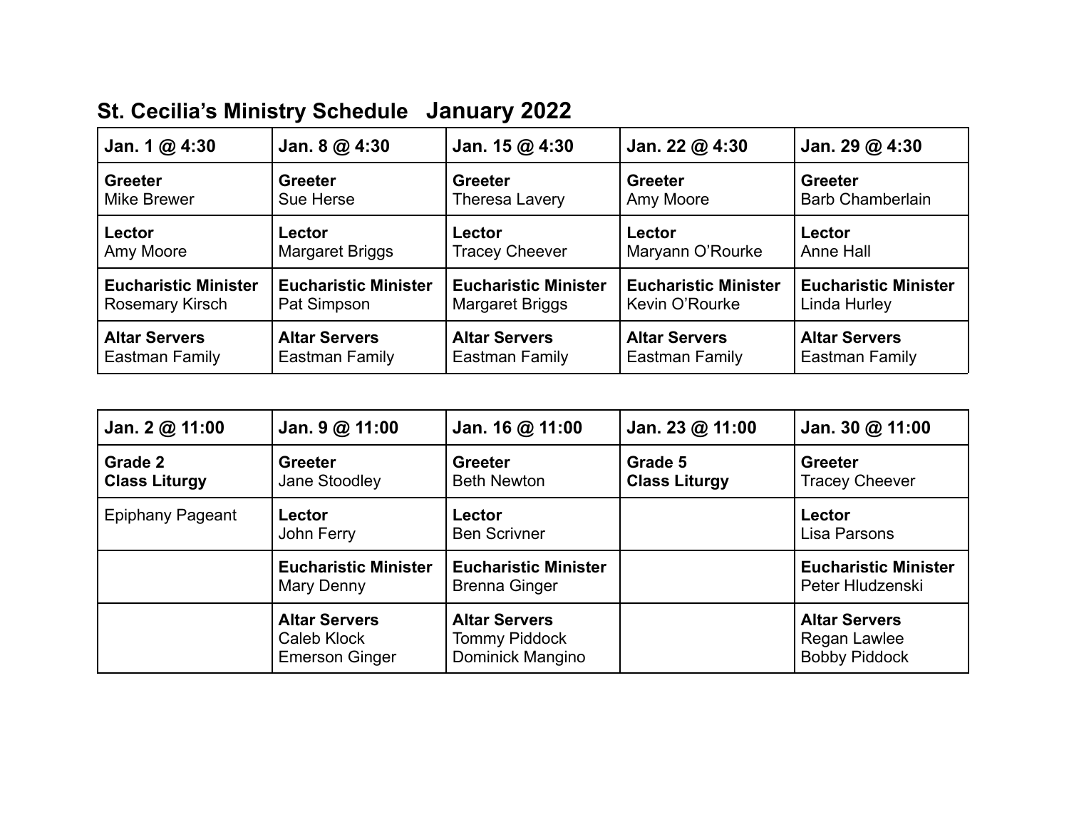## St. Cecilia's Ministry Schedule   January 2022

| Jan. 1 @ 4:30 | Jan. 8 @ 4:30 | Jan. 15 @ 4:30 | Jan. 22 @ 4:30 | Jan. 29 @ 4:30 |
|---|---|---|---|---|
| **Greeter**<br>Mike Brewer | **Greeter**<br>Sue Herse | **Greeter**<br>Theresa Lavery | **Greeter**<br>Amy Moore | **Greeter**<br>Barb Chamberlain |
| **Lector**<br>Amy Moore | **Lector**<br>Margaret Briggs | **Lector**<br>Tracey Cheever | **Lector**<br>Maryann O'Rourke | **Lector**<br>Anne Hall |
| **Eucharistic Minister**<br>Rosemary Kirsch | **Eucharistic Minister**<br>Pat Simpson | **Eucharistic Minister**<br>Margaret Briggs | **Eucharistic Minister**<br>Kevin O'Rourke | **Eucharistic Minister**<br>Linda Hurley |
| **Altar Servers**<br>Eastman Family | **Altar Servers**<br>Eastman Family | **Altar Servers**<br>Eastman Family | **Altar Servers**<br>Eastman Family | **Altar Servers**<br>Eastman Family |

| Jan. 2 @ 11:00 | Jan. 9 @ 11:00 | Jan. 16 @ 11:00 | Jan. 23 @ 11:00 | Jan. 30 @ 11:00 |
|---|---|---|---|---|
| **Grade 2**<br>**Class Liturgy** | **Greeter**<br>Jane Stoodley | **Greeter**<br>Beth Newton | **Grade 5**<br>**Class Liturgy** | **Greeter**<br>Tracey Cheever |
| Epiphany Pageant | **Lector**<br>John Ferry | **Lector**<br>Ben Scrivner | | **Lector**<br>Lisa Parsons |
| | **Eucharistic Minister**<br>Mary Denny | **Eucharistic Minister**<br>Brenna Ginger | | **Eucharistic Minister**<br>Peter Hludzenski |
| | **Altar Servers**<br>Caleb Klock<br>Emerson Ginger | **Altar Servers**<br>Tommy Piddock<br>Dominick Mangino | | **Altar Servers**<br>Regan Lawlee<br>Bobby Piddock |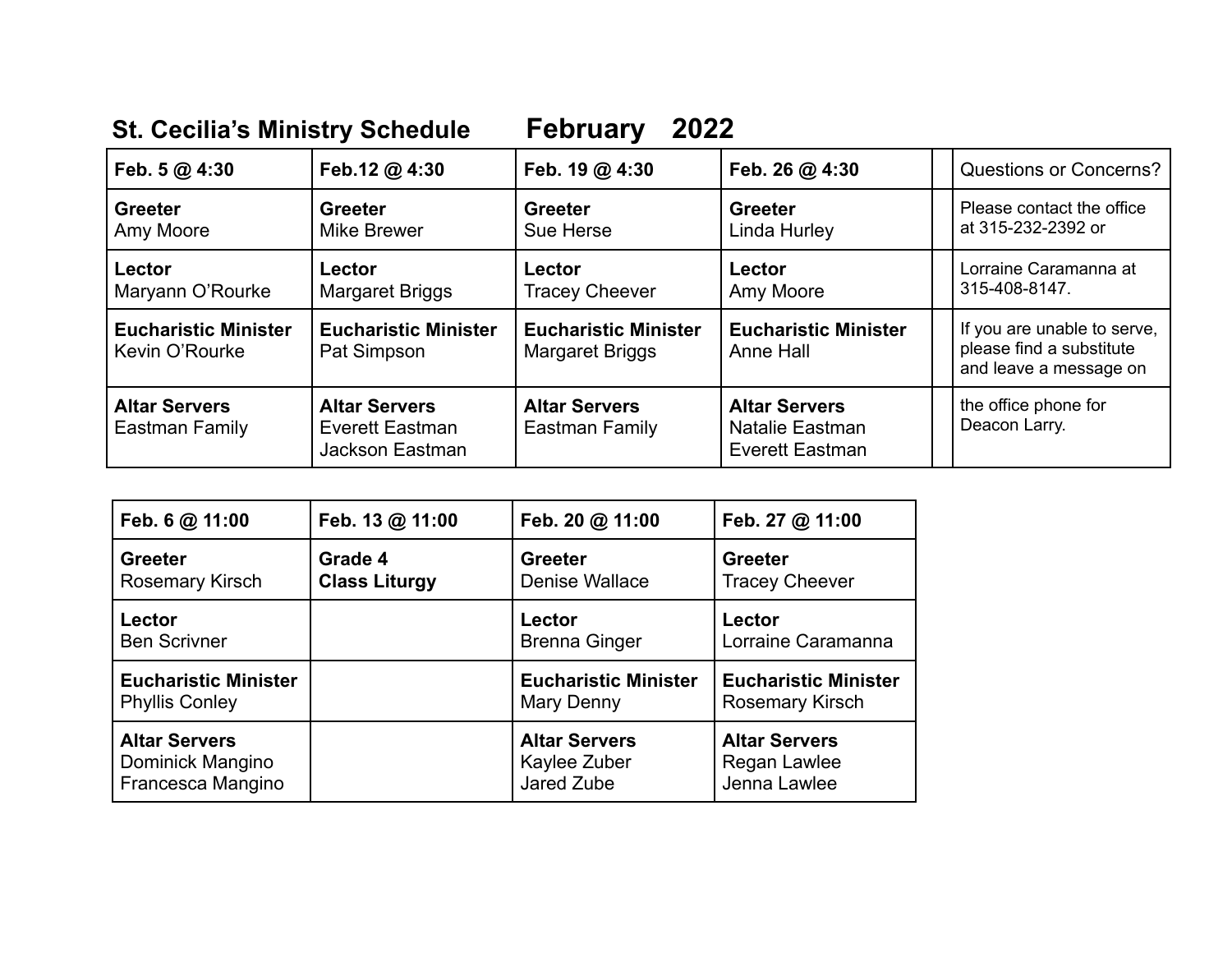## St. Cecilia's Ministry Schedule February 2022

| Feb. 5 @ 4:30 | Feb.12 @ 4:30 | Feb. 19 @ 4:30 | Feb. 26 @ 4:30 | | Questions or Concerns? |
|---|---|---|---|---|---|
| **Greeter** Amy Moore | **Greeter** Mike Brewer | **Greeter** Sue Herse | **Greeter** Linda Hurley | | Please contact the office at 315-232-2392 or |
| **Lector** Maryann O'Rourke | **Lector** Margaret Briggs | **Lector** Tracey Cheever | **Lector** Amy Moore | | Lorraine Caramanna at 315-408-8147. |
| **Eucharistic Minister** Kevin O'Rourke | **Eucharistic Minister** Pat Simpson | **Eucharistic Minister** Margaret Briggs | **Eucharistic Minister** Anne Hall | | If you are unable to serve, please find a substitute and leave a message on |
| **Altar Servers** Eastman Family | **Altar Servers** Everett Eastman Jackson Eastman | **Altar Servers** Eastman Family | **Altar Servers** Natalie Eastman Everett Eastman | | the office phone for Deacon Larry. |

| Feb. 6 @ 11:00 | Feb. 13 @ 11:00 | Feb. 20 @ 11:00 | Feb. 27 @ 11:00 |
|---|---|---|---|
| **Greeter** Rosemary Kirsch | **Grade 4 Class Liturgy** | **Greeter** Denise Wallace | **Greeter** Tracey Cheever |
| **Lector** Ben Scrivner | | **Lector** Brenna Ginger | **Lector** Lorraine Caramanna |
| **Eucharistic Minister** Phyllis Conley | | **Eucharistic Minister** Mary Denny | **Eucharistic Minister** Rosemary Kirsch |
| **Altar Servers** Dominick Mangino Francesca Mangino | | **Altar Servers** Kaylee Zuber Jared Zube | **Altar Servers** Regan Lawlee Jenna Lawlee |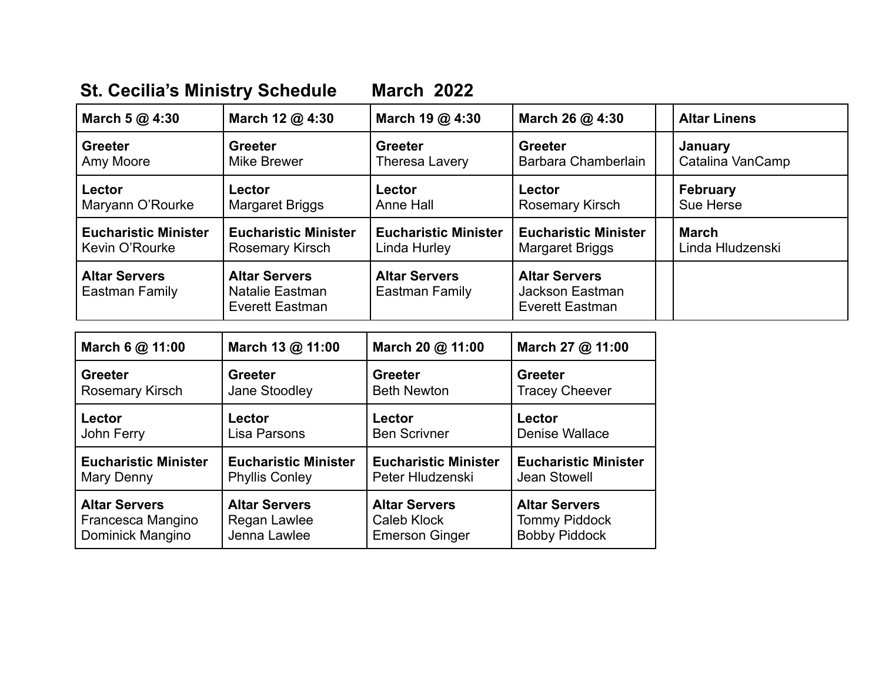# St. Cecilia's Ministry Schedule March 2022

| March 5 @ 4:30 | March 12 @ 4:30 | March 19 @ 4:30 | March 26 @ 4:30 | | Altar Linens |
|---|---|---|---|---|---|
| **Greeter**<br>Amy Moore | **Greeter**<br>Mike Brewer | **Greeter**<br>Theresa Lavery | **Greeter**<br>Barbara Chamberlain | | **January**<br>Catalina VanCamp |
| **Lector**<br>Maryann O'Rourke | **Lector**<br>Margaret Briggs | **Lector**<br>Anne Hall | **Lector**<br>Rosemary Kirsch | | **February**<br>Sue Herse |
| **Eucharistic Minister**<br>Kevin O'Rourke | **Eucharistic Minister**<br>Rosemary Kirsch | **Eucharistic Minister**<br>Linda Hurley | **Eucharistic Minister**<br>Margaret Briggs | | **March**<br>Linda Hludzenski |
| **Altar Servers**<br>Eastman Family | **Altar Servers**<br>Natalie Eastman<br>Everett Eastman | **Altar Servers**<br>Eastman Family | **Altar Servers**<br>Jackson Eastman<br>Everett Eastman | | |

| March 6 @ 11:00 | March 13 @ 11:00 | March 20 @ 11:00 | March 27 @ 11:00 |
|---|---|---|---|
| **Greeter**<br>Rosemary Kirsch | **Greeter**<br>Jane Stoodley | **Greeter**<br>Beth Newton | **Greeter**<br>Tracey Cheever |
| **Lector**<br>John Ferry | **Lector**<br>Lisa Parsons | **Lector**<br>Ben Scrivner | **Lector**<br>Denise Wallace |
| **Eucharistic Minister**<br>Mary Denny | **Eucharistic Minister**<br>Phyllis Conley | **Eucharistic Minister**<br>Peter Hludzenski | **Eucharistic Minister**<br>Jean Stowell |
| **Altar Servers**<br>Francesca Mangino<br>Dominick Mangino | **Altar Servers**<br>Regan Lawlee<br>Jenna Lawlee | **Altar Servers**<br>Caleb Klock<br>Emerson Ginger | **Altar Servers**<br>Tommy Piddock<br>Bobby Piddock |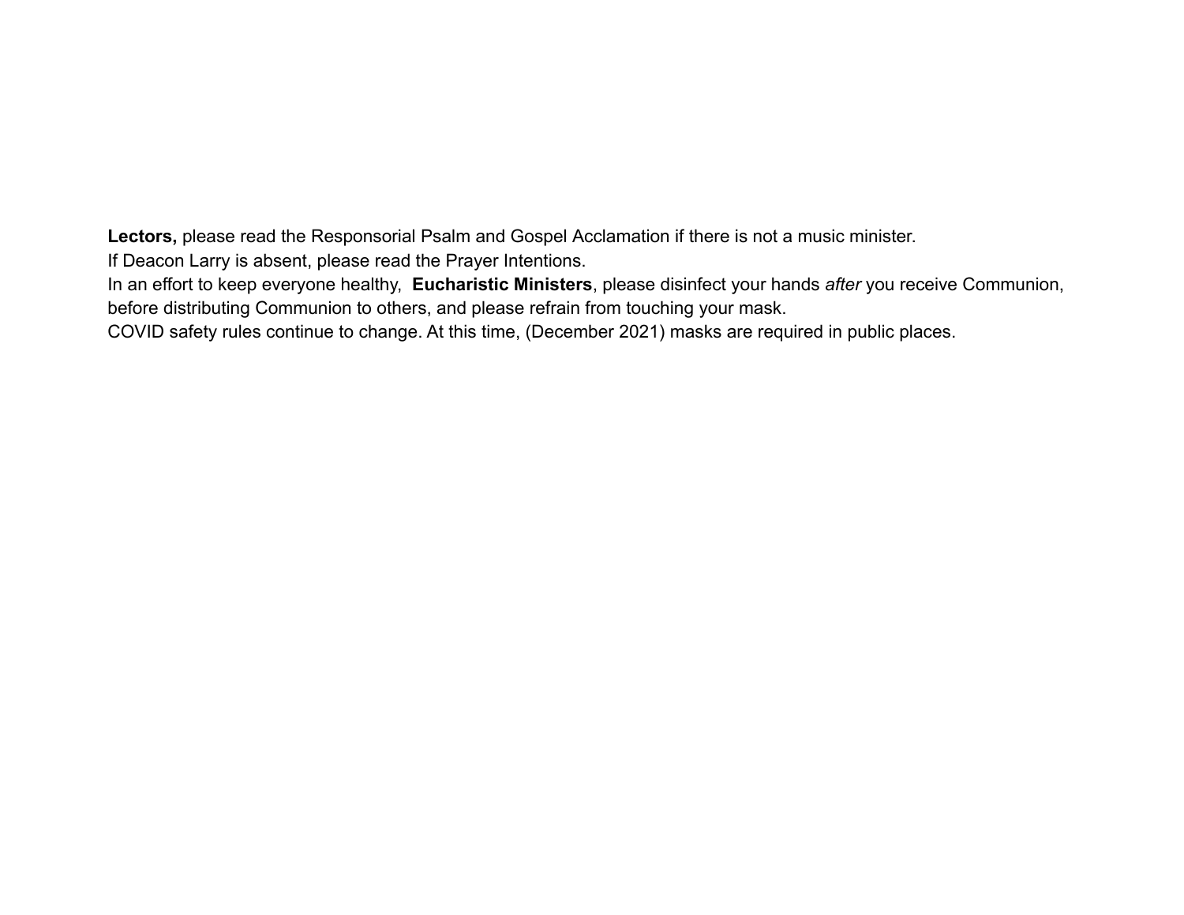**Lectors,** please read the Responsorial Psalm and Gospel Acclamation if there is not a music minister.
If Deacon Larry is absent, please read the Prayer Intentions.
In an effort to keep everyone healthy, **Eucharistic Ministers**, please disinfect your hands *after* you receive Communion, before distributing Communion to others, and please refrain from touching your mask.
COVID safety rules continue to change. At this time, (December 2021) masks are required in public places.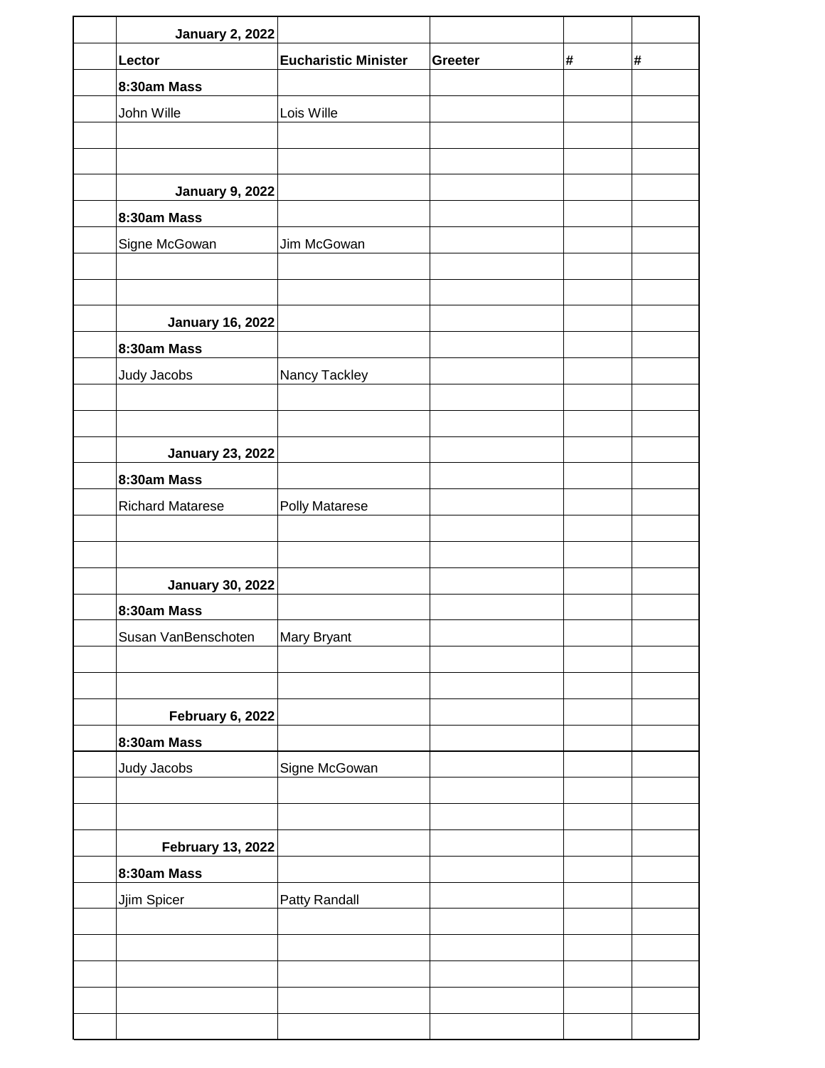| | January 2, 2022 | | | | |
|---|---|---|---|---|---|
| | **Lector** | **Eucharistic Minister** | **Greeter** | **#** | **#** |
| | **8:30am Mass** | | | | |
| | John Wille | Lois Wille | | | |
| | | | | | |
| | | | | | |
| | **January 9, 2022** | | | | |
| | **8:30am Mass** | | | | |
| | Signe McGowan | Jim McGowan | | | |
| | | | | | |
| | | | | | |
| | **January 16, 2022** | | | | |
| | **8:30am Mass** | | | | |
| | Judy Jacobs | Nancy Tackley | | | |
| | | | | | |
| | | | | | |
| | **January 23, 2022** | | | | |
| | **8:30am Mass** | | | | |
| | Richard Matarese | Polly Matarese | | | |
| | | | | | |
| | | | | | |
| | **January 30, 2022** | | | | |
| | **8:30am Mass** | | | | |
| | Susan VanBenschoten | Mary Bryant | | | |
| | | | | | |
| | | | | | |
| | **February 6, 2022** | | | | |
| | **8:30am Mass** | | | | |
| | Judy Jacobs | Signe McGowan | | | |
| | | | | | |
| | | | | | |
| | **February 13, 2022** | | | | |
| | **8:30am Mass** | | | | |
| | Jjim Spicer | Patty Randall | | | |
| | | | | | |
| | | | | | |
| | | | | | |
| | | | | | |
| | | | | | |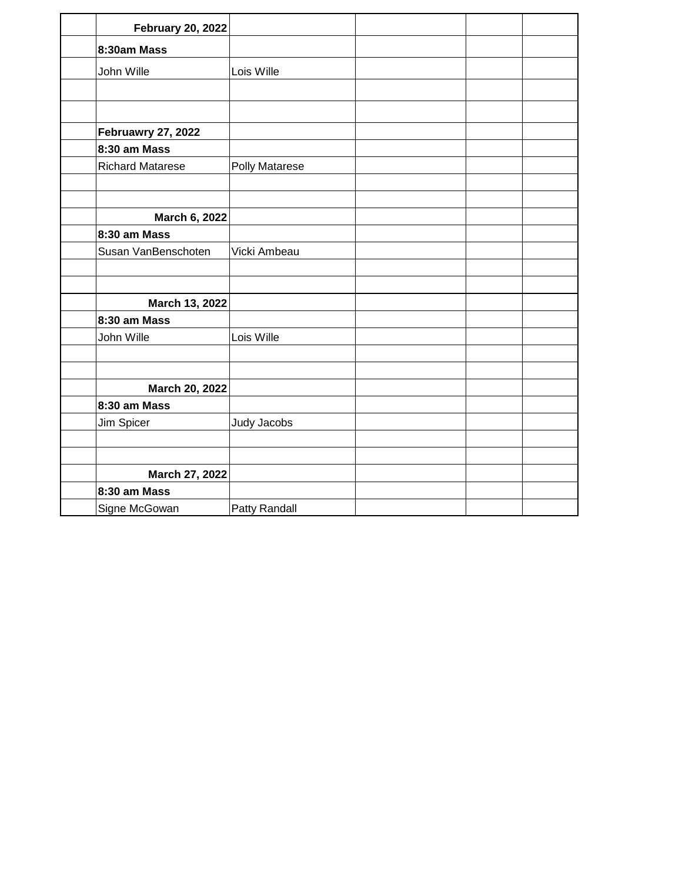| | | | | | |
|---|---|---|---|---|---|
| | **February 20, 2022** | | | | |
| | **8:30am Mass** | | | | |
| | John Wille | Lois Wille | | | |
| | | | | | |
| | | | | | |
| | **Februawry 27, 2022** | | | | |
| | **8:30 am Mass** | | | | |
| | Richard Matarese | Polly Matarese | | | |
| | | | | | |
| | | | | | |
| | **March 6, 2022** | | | | |
| | **8:30 am Mass** | | | | |
| | Susan VanBenschoten | Vicki Ambeau | | | |
| | | | | | |
| | | | | | |
| | **March 13, 2022** | | | | |
| | **8:30 am Mass** | | | | |
| | John Wille | Lois Wille | | | |
| | | | | | |
| | | | | | |
| | **March 20, 2022** | | | | |
| | **8:30 am Mass** | | | | |
| | Jim Spicer | Judy Jacobs | | | |
| | | | | | |
| | | | | | |
| | **March 27, 2022** | | | | |
| | **8:30 am Mass** | | | | |
| | Signe McGowan | Patty Randall | | | |